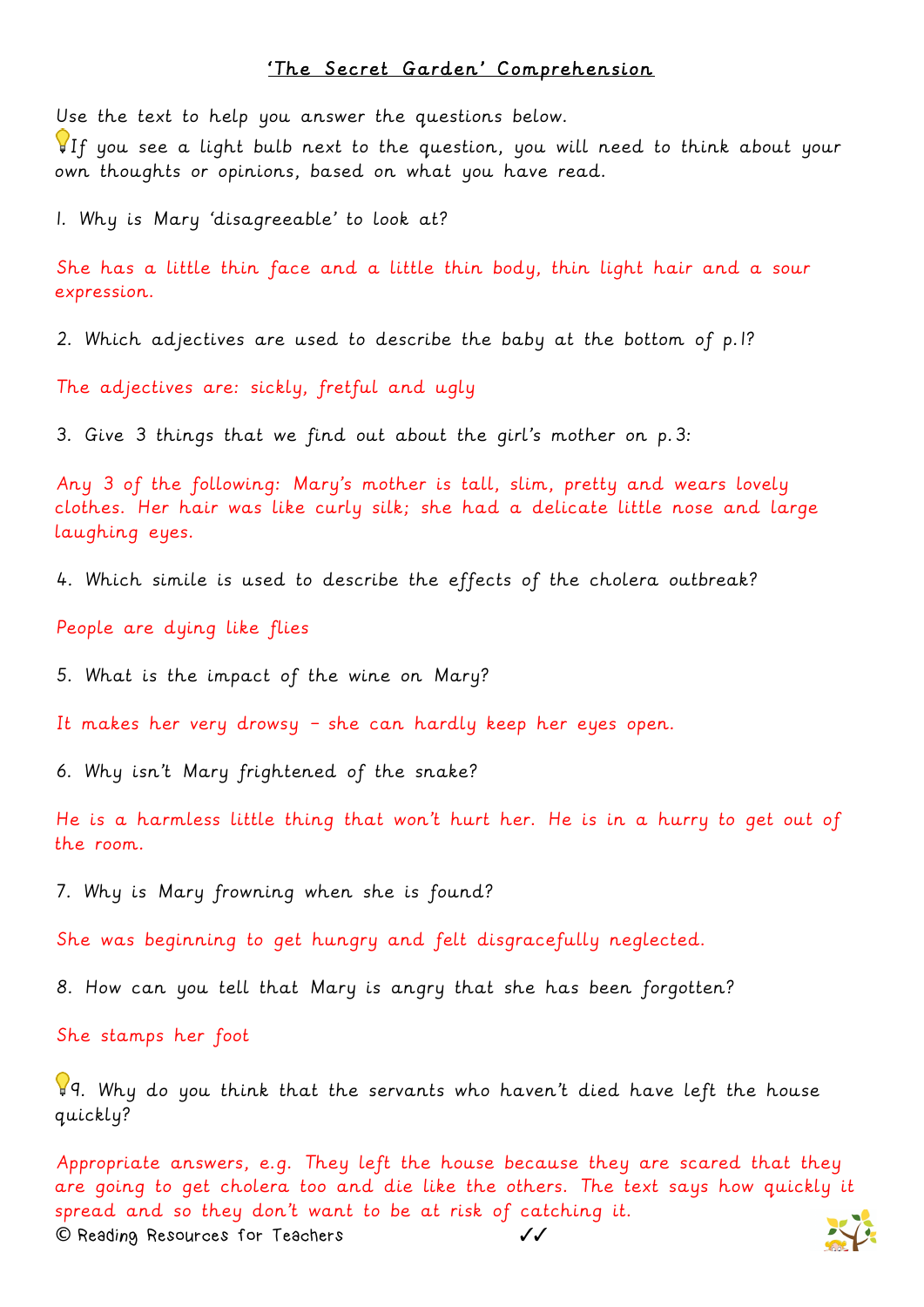# 'The Secret Garden' Comprehension

Use the text to help you answer the questions below.

💡If you see a light bulb next to the question, you will need to think about your own thoughts or opinions, based on what you have read.

1. Why is Mary 'disagreeable' to look at?

She has a little thin face and a little thin body, thin light hair and a sour expression.

2. Which adjectives are used to describe the baby at the bottom of p.1?

The adjectives are: sickly, fretful and ugly

3. Give 3 things that we find out about the girl's mother on p.3:

Any 3 of the following: Mary's mother is tall, slim, pretty and wears lovely clothes. Her hair was like curly silk; she had a delicate little nose and large laughing eyes.

4. Which simile is used to describe the effects of the cholera outbreak?

People are dying like flies

5. What is the impact of the wine on Mary?

It makes her very drowsy – she can hardly keep her eyes open.

6. Why isn't Mary frightened of the snake?

He is a harmless little thing that won't hurt her. He is in a hurry to get out of the room.

7. Why is Mary frowning when she is found?

She was beginning to get hungry and felt disgracefully neglected.

8. How can you tell that Mary is angry that she has been forgotten?

She stamps her foot

💡9. Why do you think that the servants who haven't died have left the house quickly?

Appropriate answers, e.g. They left the house because they are scared that they are going to get cholera too and die like the others. The text says how quickly it spread and so they don't want to be at risk of catching it. ✓✓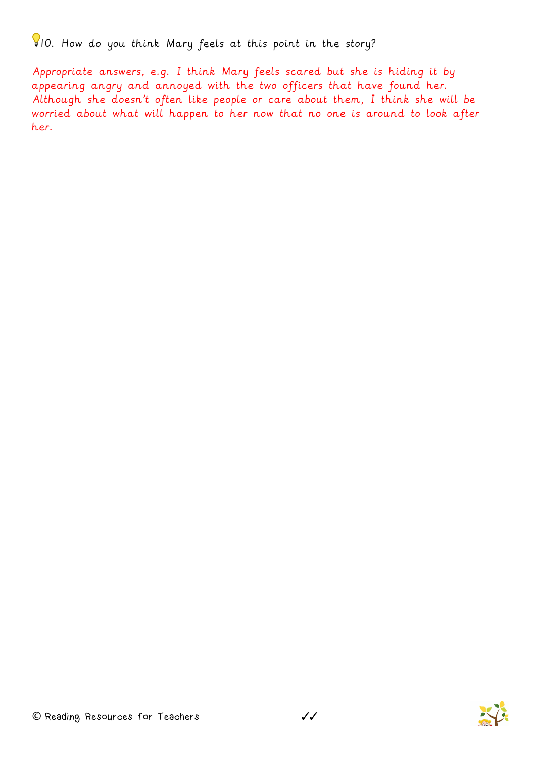10. How do you think Mary feels at this point in the story?

Appropriate answers, e.g. I think Mary feels scared but she is hiding it by appearing angry and annoyed with the two officers that have found her. Although she doesn't often like people or care about them, I think she will be worried about what will happen to her now that no one is around to look after her.

✓✓